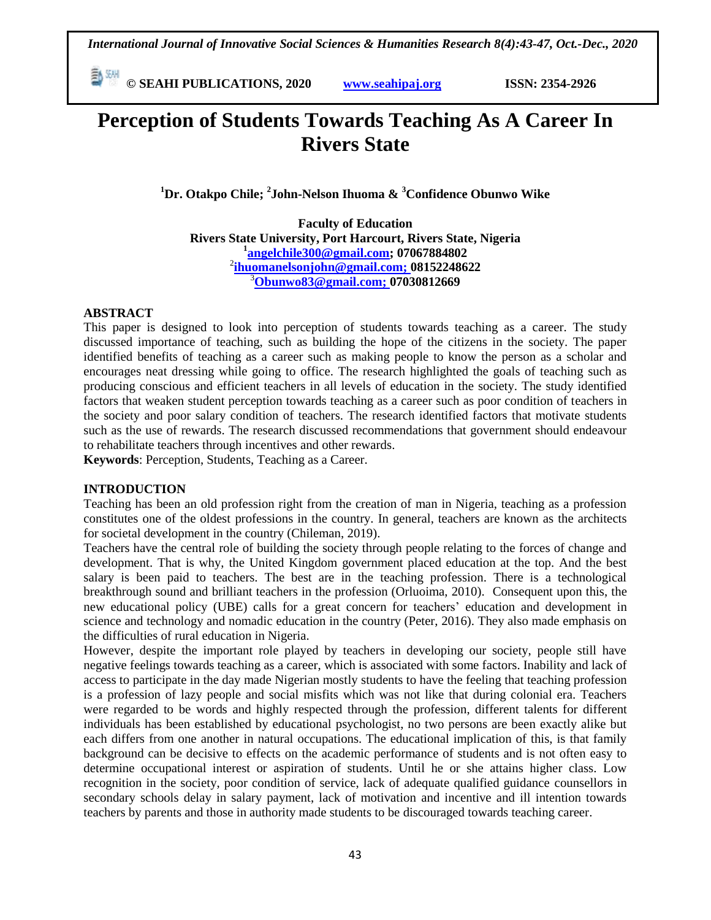# Perception of Students Towards Teaching As A Career In Rivers State

**[1]Dr. Otakpo Chile; [2]John-Nelson Ihuoma & [3]Confidence Obunwo Wike**

**Faculty of Education**
**Rivers State University, Port Harcourt, Rivers State, Nigeria**
**[1]angelchile300@gmail.com; 07067884802**
**[2]ihuomanelsonjohn@gmail.com; 08152248622**
**[3]Obunwo83@gmail.com; 07030812669**

## ABSTRACT

This paper is designed to look into perception of students towards teaching as a career. The study discussed importance of teaching, such as building the hope of the citizens in the society. The paper identified benefits of teaching as a career such as making people to know the person as a scholar and encourages neat dressing while going to office. The research highlighted the goals of teaching such as producing conscious and efficient teachers in all levels of education in the society. The study identified factors that weaken student perception towards teaching as a career such as poor condition of teachers in the society and poor salary condition of teachers. The research identified factors that motivate students such as the use of rewards. The research discussed recommendations that government should endeavour to rehabilitate teachers through incentives and other rewards.

**Keywords**: Perception, Students, Teaching as a Career.

## INTRODUCTION

Teaching has been an old profession right from the creation of man in Nigeria, teaching as a profession constitutes one of the oldest professions in the country. In general, teachers are known as the architects for societal development in the country (Chileman, 2019).

Teachers have the central role of building the society through people relating to the forces of change and development. That is why, the United Kingdom government placed education at the top. And the best salary is been paid to teachers. The best are in the teaching profession. There is a technological breakthrough sound and brilliant teachers in the profession (Orluoima, 2010). Consequent upon this, the new educational policy (UBE) calls for a great concern for teachers' education and development in science and technology and nomadic education in the country (Peter, 2016). They also made emphasis on the difficulties of rural education in Nigeria.

However, despite the important role played by teachers in developing our society, people still have negative feelings towards teaching as a career, which is associated with some factors. Inability and lack of access to participate in the day made Nigerian mostly students to have the feeling that teaching profession is a profession of lazy people and social misfits which was not like that during colonial era. Teachers were regarded to be words and highly respected through the profession, different talents for different individuals has been established by educational psychologist, no two persons are been exactly alike but each differs from one another in natural occupations. The educational implication of this, is that family background can be decisive to effects on the academic performance of students and is not often easy to determine occupational interest or aspiration of students. Until he or she attains higher class. Low recognition in the society, poor condition of service, lack of adequate qualified guidance counsellors in secondary schools delay in salary payment, lack of motivation and incentive and ill intention towards teachers by parents and those in authority made students to be discouraged towards teaching career.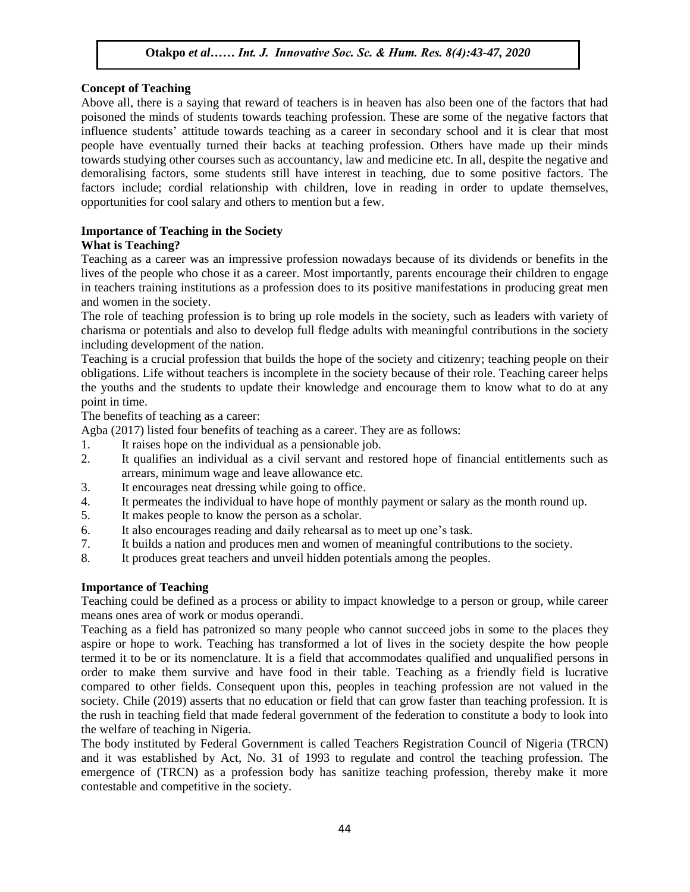## Concept of Teaching

Above all, there is a saying that reward of teachers is in heaven has also been one of the factors that had poisoned the minds of students towards teaching profession. These are some of the negative factors that influence students' attitude towards teaching as a career in secondary school and it is clear that most people have eventually turned their backs at teaching profession. Others have made up their minds towards studying other courses such as accountancy, law and medicine etc. In all, despite the negative and demoralising factors, some students still have interest in teaching, due to some positive factors. The factors include; cordial relationship with children, love in reading in order to update themselves, opportunities for cool salary and others to mention but a few.

## Importance of Teaching in the Society

### What is Teaching?

Teaching as a career was an impressive profession nowadays because of its dividends or benefits in the lives of the people who chose it as a career. Most importantly, parents encourage their children to engage in teachers training institutions as a profession does to its positive manifestations in producing great men and women in the society.

The role of teaching profession is to bring up role models in the society, such as leaders with variety of charisma or potentials and also to develop full fledge adults with meaningful contributions in the society including development of the nation.

Teaching is a crucial profession that builds the hope of the society and citizenry; teaching people on their obligations. Life without teachers is incomplete in the society because of their role. Teaching career helps the youths and the students to update their knowledge and encourage them to know what to do at any point in time.

The benefits of teaching as a career:

Agba (2017) listed four benefits of teaching as a career. They are as follows:

1. It raises hope on the individual as a pensionable job.
2. It qualifies an individual as a civil servant and restored hope of financial entitlements such as arrears, minimum wage and leave allowance etc.
3. It encourages neat dressing while going to office.
4. It permeates the individual to have hope of monthly payment or salary as the month round up.
5. It makes people to know the person as a scholar.
6. It also encourages reading and daily rehearsal as to meet up one's task.
7. It builds a nation and produces men and women of meaningful contributions to the society.
8. It produces great teachers and unveil hidden potentials among the peoples.

## Importance of Teaching

Teaching could be defined as a process or ability to impact knowledge to a person or group, while career means ones area of work or modus operandi.

Teaching as a field has patronized so many people who cannot succeed jobs in some to the places they aspire or hope to work. Teaching has transformed a lot of lives in the society despite the how people termed it to be or its nomenclature. It is a field that accommodates qualified and unqualified persons in order to make them survive and have food in their table. Teaching as a friendly field is lucrative compared to other fields. Consequent upon this, peoples in teaching profession are not valued in the society. Chile (2019) asserts that no education or field that can grow faster than teaching profession. It is the rush in teaching field that made federal government of the federation to constitute a body to look into the welfare of teaching in Nigeria.

The body instituted by Federal Government is called Teachers Registration Council of Nigeria (TRCN) and it was established by Act, No. 31 of 1993 to regulate and control the teaching profession. The emergence of (TRCN) as a profession body has sanitize teaching profession, thereby make it more contestable and competitive in the society.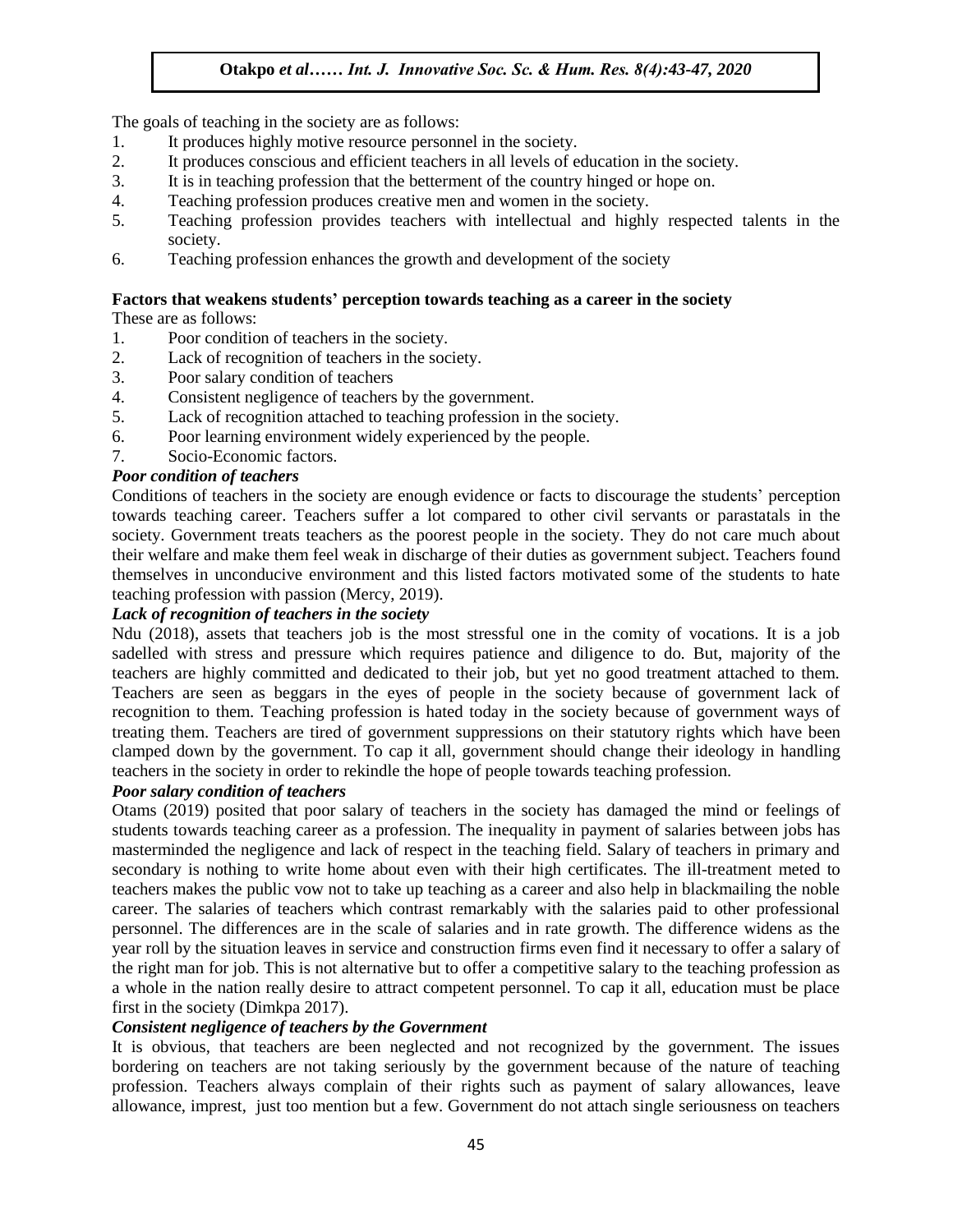The goals of teaching in the society are as follows:

1. It produces highly motive resource personnel in the society.
2. It produces conscious and efficient teachers in all levels of education in the society.
3. It is in teaching profession that the betterment of the country hinged or hope on.
4. Teaching profession produces creative men and women in the society.
5. Teaching profession provides teachers with intellectual and highly respected talents in the society.
6. Teaching profession enhances the growth and development of the society

### Factors that weakens students' perception towards teaching as a career in the society

These are as follows:

1. Poor condition of teachers in the society.
2. Lack of recognition of teachers in the society.
3. Poor salary condition of teachers
4. Consistent negligence of teachers by the government.
5. Lack of recognition attached to teaching profession in the society.
6. Poor learning environment widely experienced by the people.
7. Socio-Economic factors.

#### *Poor condition of teachers*

Conditions of teachers in the society are enough evidence or facts to discourage the students' perception towards teaching career. Teachers suffer a lot compared to other civil servants or parastatals in the society. Government treats teachers as the poorest people in the society. They do not care much about their welfare and make them feel weak in discharge of their duties as government subject. Teachers found themselves in unconducive environment and this listed factors motivated some of the students to hate teaching profession with passion (Mercy, 2019).

#### *Lack of recognition of teachers in the society*

Ndu (2018), assets that teachers job is the most stressful one in the comity of vocations. It is a job sadelled with stress and pressure which requires patience and diligence to do. But, majority of the teachers are highly committed and dedicated to their job, but yet no good treatment attached to them. Teachers are seen as beggars in the eyes of people in the society because of government lack of recognition to them. Teaching profession is hated today in the society because of government ways of treating them. Teachers are tired of government suppressions on their statutory rights which have been clamped down by the government. To cap it all, government should change their ideology in handling teachers in the society in order to rekindle the hope of people towards teaching profession.

#### *Poor salary condition of teachers*

Otams (2019) posited that poor salary of teachers in the society has damaged the mind or feelings of students towards teaching career as a profession. The inequality in payment of salaries between jobs has masterminded the negligence and lack of respect in the teaching field. Salary of teachers in primary and secondary is nothing to write home about even with their high certificates. The ill-treatment meted to teachers makes the public vow not to take up teaching as a career and also help in blackmailing the noble career. The salaries of teachers which contrast remarkably with the salaries paid to other professional personnel. The differences are in the scale of salaries and in rate growth. The difference widens as the year roll by the situation leaves in service and construction firms even find it necessary to offer a salary of the right man for job. This is not alternative but to offer a competitive salary to the teaching profession as a whole in the nation really desire to attract competent personnel. To cap it all, education must be place first in the society (Dimkpa 2017).

#### *Consistent negligence of teachers by the Government*

It is obvious, that teachers are been neglected and not recognized by the government. The issues bordering on teachers are not taking seriously by the government because of the nature of teaching profession. Teachers always complain of their rights such as payment of salary allowances, leave allowance, imprest, just too mention but a few. Government do not attach single seriousness on teachers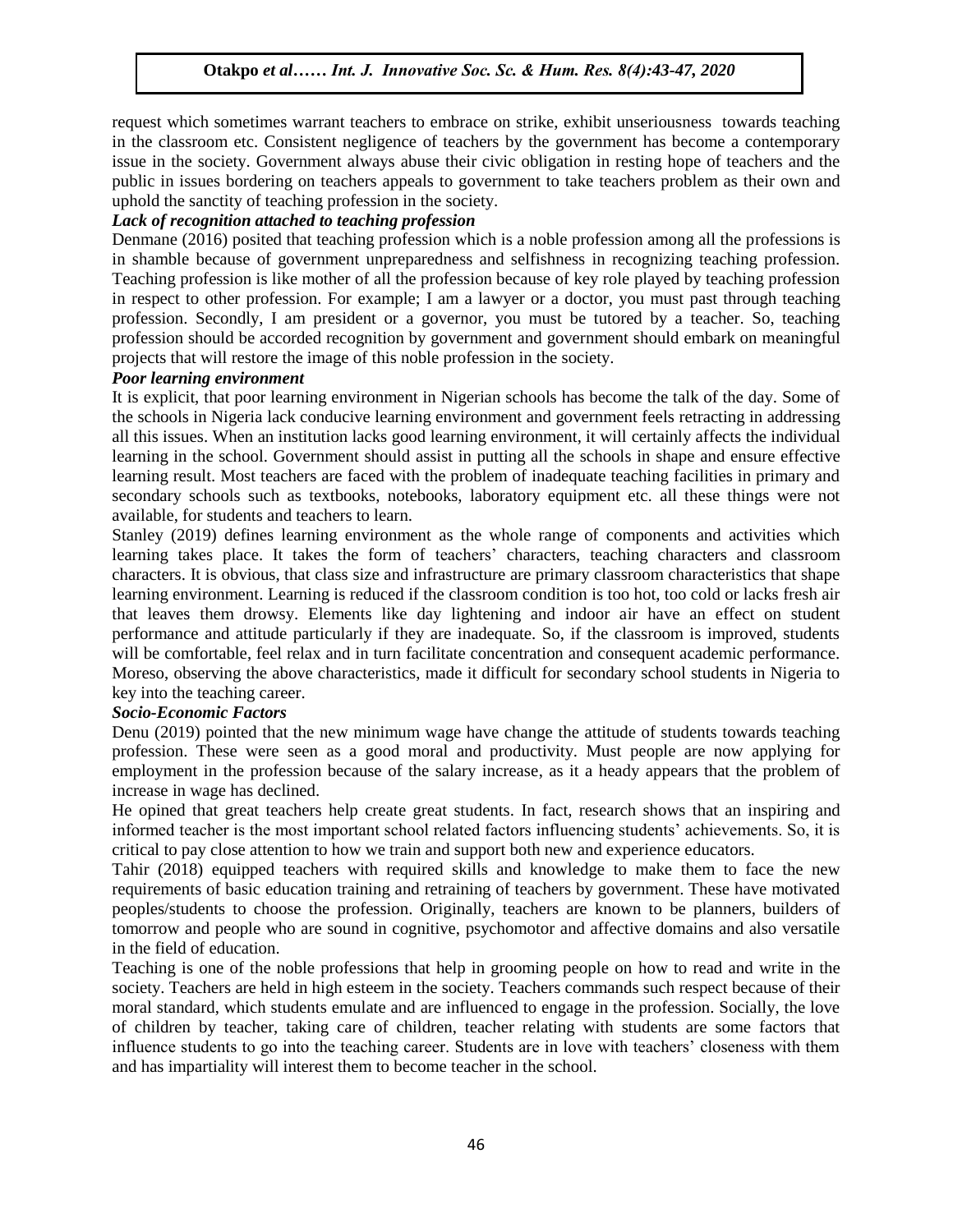request which sometimes warrant teachers to embrace on strike, exhibit unseriousness towards teaching in the classroom etc. Consistent negligence of teachers by the government has become a contemporary issue in the society. Government always abuse their civic obligation in resting hope of teachers and the public in issues bordering on teachers appeals to government to take teachers problem as their own and uphold the sanctity of teaching profession in the society.

***Lack of recognition attached to teaching profession***

Denmane (2016) posited that teaching profession which is a noble profession among all the professions is in shamble because of government unpreparedness and selfishness in recognizing teaching profession. Teaching profession is like mother of all the profession because of key role played by teaching profession in respect to other profession. For example; I am a lawyer or a doctor, you must past through teaching profession. Secondly, I am president or a governor, you must be tutored by a teacher. So, teaching profession should be accorded recognition by government and government should embark on meaningful projects that will restore the image of this noble profession in the society.

***Poor learning environment***

It is explicit, that poor learning environment in Nigerian schools has become the talk of the day. Some of the schools in Nigeria lack conducive learning environment and government feels retracting in addressing all this issues. When an institution lacks good learning environment, it will certainly affects the individual learning in the school. Government should assist in putting all the schools in shape and ensure effective learning result. Most teachers are faced with the problem of inadequate teaching facilities in primary and secondary schools such as textbooks, notebooks, laboratory equipment etc. all these things were not available, for students and teachers to learn.

Stanley (2019) defines learning environment as the whole range of components and activities which learning takes place. It takes the form of teachers' characters, teaching characters and classroom characters. It is obvious, that class size and infrastructure are primary classroom characteristics that shape learning environment. Learning is reduced if the classroom condition is too hot, too cold or lacks fresh air that leaves them drowsy. Elements like day lightening and indoor air have an effect on student performance and attitude particularly if they are inadequate. So, if the classroom is improved, students will be comfortable, feel relax and in turn facilitate concentration and consequent academic performance. Moreso, observing the above characteristics, made it difficult for secondary school students in Nigeria to key into the teaching career.

***Socio-Economic Factors***

Denu (2019) pointed that the new minimum wage have change the attitude of students towards teaching profession. These were seen as a good moral and productivity. Must people are now applying for employment in the profession because of the salary increase, as it a heady appears that the problem of increase in wage has declined.

He opined that great teachers help create great students. In fact, research shows that an inspiring and informed teacher is the most important school related factors influencing students' achievements. So, it is critical to pay close attention to how we train and support both new and experience educators.

Tahir (2018) equipped teachers with required skills and knowledge to make them to face the new requirements of basic education training and retraining of teachers by government. These have motivated peoples/students to choose the profession. Originally, teachers are known to be planners, builders of tomorrow and people who are sound in cognitive, psychomotor and affective domains and also versatile in the field of education.

Teaching is one of the noble professions that help in grooming people on how to read and write in the society. Teachers are held in high esteem in the society. Teachers commands such respect because of their moral standard, which students emulate and are influenced to engage in the profession. Socially, the love of children by teacher, taking care of children, teacher relating with students are some factors that influence students to go into the teaching career. Students are in love with teachers' closeness with them and has impartiality will interest them to become teacher in the school.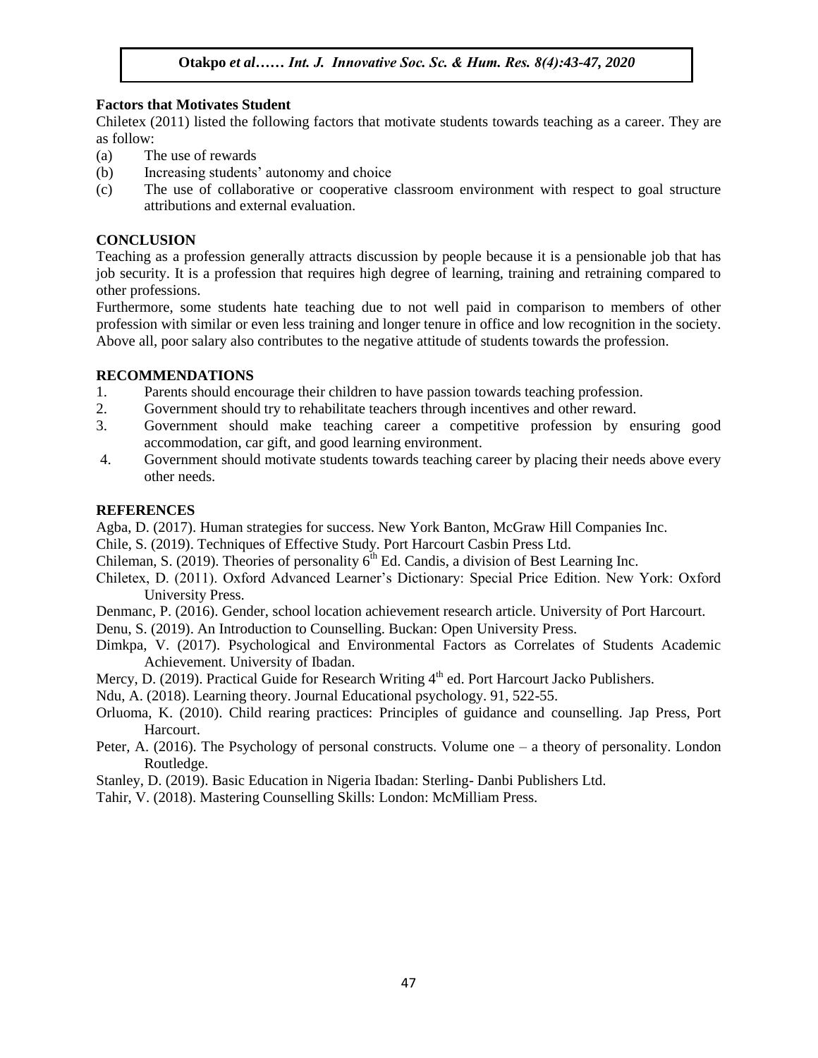### Factors that Motivates Student

Chiletex (2011) listed the following factors that motivate students towards teaching as a career. They are as follow:

(a) The use of rewards

(b) Increasing students' autonomy and choice

(c) The use of collaborative or cooperative classroom environment with respect to goal structure attributions and external evaluation.

## CONCLUSION

Teaching as a profession generally attracts discussion by people because it is a pensionable job that has job security. It is a profession that requires high degree of learning, training and retraining compared to other professions.

Furthermore, some students hate teaching due to not well paid in comparison to members of other profession with similar or even less training and longer tenure in office and low recognition in the society. Above all, poor salary also contributes to the negative attitude of students towards the profession.

## RECOMMENDATIONS

1. Parents should encourage their children to have passion towards teaching profession.
2. Government should try to rehabilitate teachers through incentives and other reward.
3. Government should make teaching career a competitive profession by ensuring good accommodation, car gift, and good learning environment.
4. Government should motivate students towards teaching career by placing their needs above every other needs.

## REFERENCES

Agba, D. (2017). Human strategies for success. New York Banton, McGraw Hill Companies Inc.

Chile, S. (2019). Techniques of Effective Study. Port Harcourt Casbin Press Ltd.

Chileman, S. (2019). Theories of personality 6th Ed. Candis, a division of Best Learning Inc.

Chiletex, D. (2011). Oxford Advanced Learner's Dictionary: Special Price Edition. New York: Oxford University Press.

Denmanc, P. (2016). Gender, school location achievement research article. University of Port Harcourt.

Denu, S. (2019). An Introduction to Counselling. Buckan: Open University Press.

Dimkpa, V. (2017). Psychological and Environmental Factors as Correlates of Students Academic Achievement. University of Ibadan.

Mercy, D. (2019). Practical Guide for Research Writing 4th ed. Port Harcourt Jacko Publishers.

Ndu, A. (2018). Learning theory. Journal Educational psychology. 91, 522-55.

Orluoma, K. (2010). Child rearing practices: Principles of guidance and counselling. Jap Press, Port Harcourt.

Peter, A. (2016). The Psychology of personal constructs. Volume one – a theory of personality. London Routledge.

Stanley, D. (2019). Basic Education in Nigeria Ibadan: Sterling- Danbi Publishers Ltd.

Tahir, V. (2018). Mastering Counselling Skills: London: McMilliam Press.